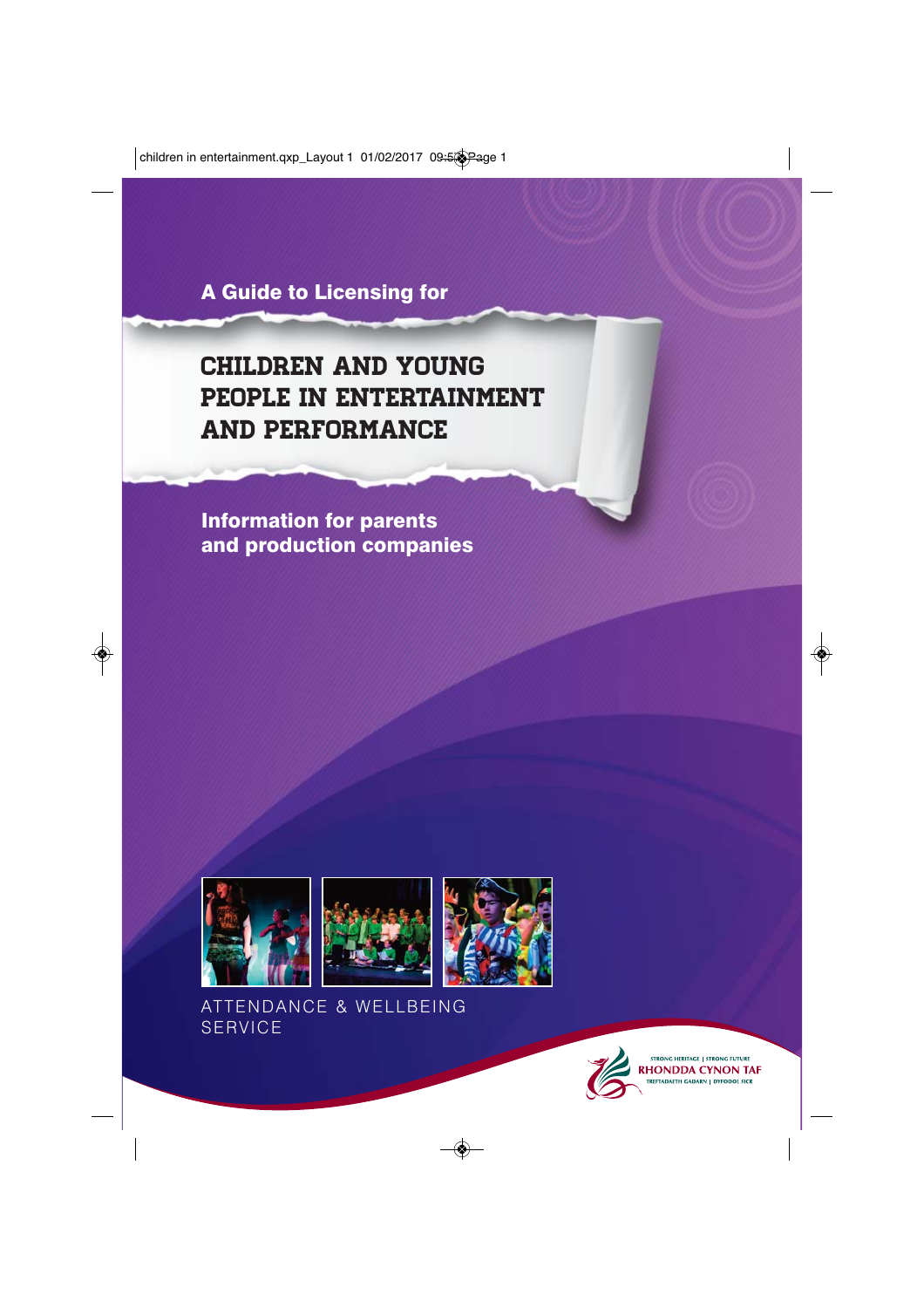A Guide to Licensing for

# CHILDREN AND YOUNG PEOPLE IN ENTERTAINMENT AND PERFORMANCE

## Information for parents and production companies

ATTENDANCE & WELLBEING SERVICE

STRONG HERITAGE | STRONG FUTURE
RHONDDA CYNON TAF
TREFTADAETH GADARN | DYFODOL SICR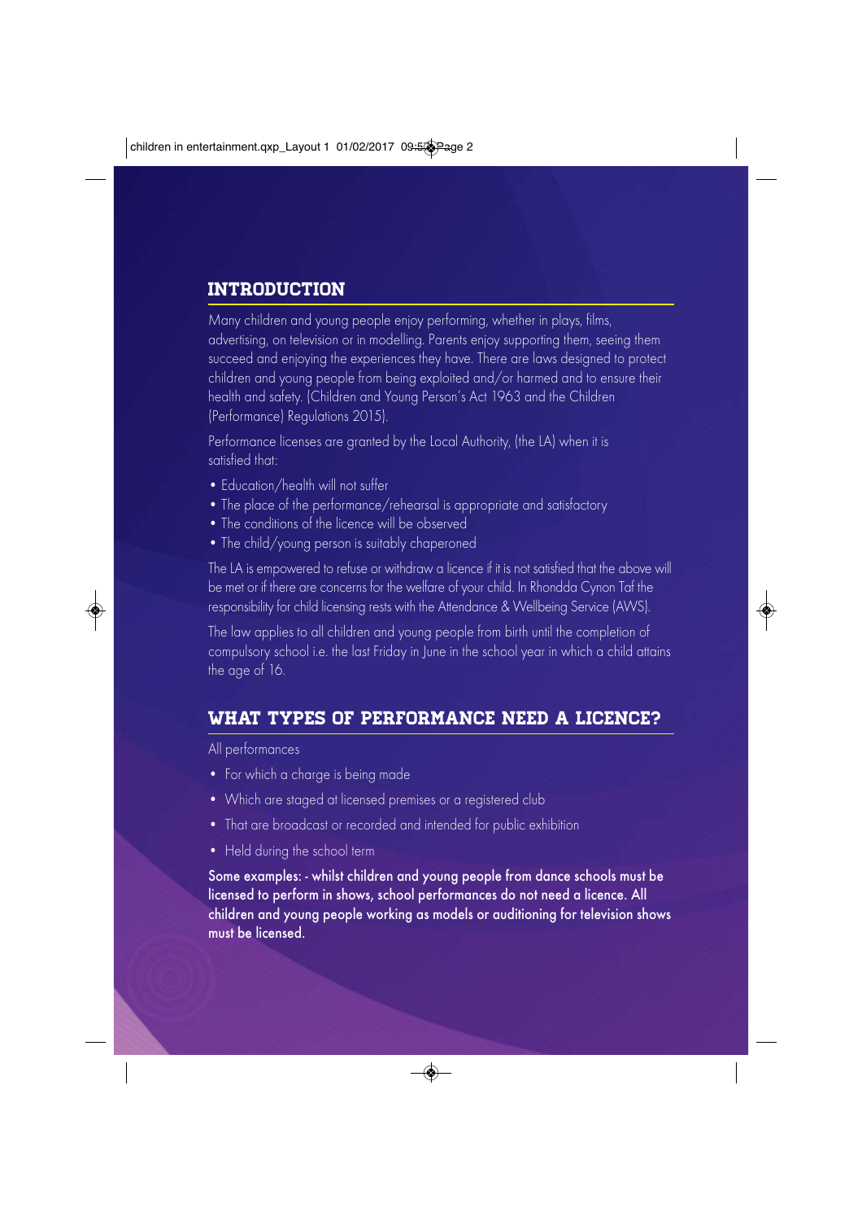## INTRODUCTION

Many children and young people enjoy performing, whether in plays, films, advertising, on television or in modelling. Parents enjoy supporting them, seeing them succeed and enjoying the experiences they have. There are laws designed to protect children and young people from being exploited and/or harmed and to ensure their health and safety. (Children and Young Person's Act 1963 and the Children (Performance) Regulations 2015).

Performance licenses are granted by the Local Authority, (the LA) when it is satisfied that:

- Education/health will not suffer
- The place of the performance/rehearsal is appropriate and satisfactory
- The conditions of the licence will be observed
- The child/young person is suitably chaperoned

The LA is empowered to refuse or withdraw a licence if it is not satisfied that the above will be met or if there are concerns for the welfare of your child. In Rhondda Cynon Taf the responsibility for child licensing rests with the Attendance & Wellbeing Service (AWS).

The law applies to all children and young people from birth until the completion of compulsory school i.e. the last Friday in June in the school year in which a child attains the age of 16.

## WHAT TYPES OF PERFORMANCE NEED A LICENCE?

All performances

- For which a charge is being made
- Which are staged at licensed premises or a registered club
- That are broadcast or recorded and intended for public exhibition
- Held during the school term

**Some examples: - whilst children and young people from dance schools must be licensed to perform in shows, school performances do not need a licence. All children and young people working as models or auditioning for television shows must be licensed.**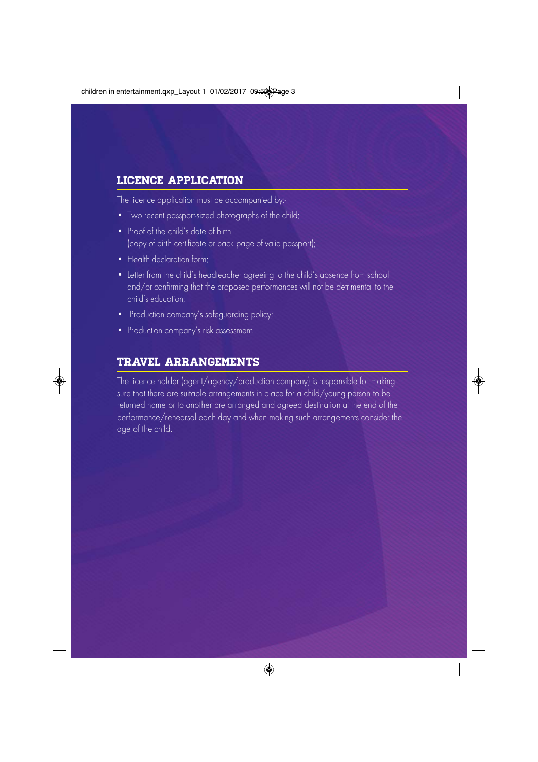## LICENCE APPLICATION

The licence application must be accompanied by:-

- Two recent passport-sized photographs of the child;
- Proof of the child's date of birth (copy of birth certificate or back page of valid passport);
- Health declaration form;
- Letter from the child's headteacher agreeing to the child's absence from school and/or confirming that the proposed performances will not be detrimental to the child's education;
- Production company's safeguarding policy;
- Production company's risk assessment.

## TRAVEL ARRANGEMENTS

The licence holder (agent/agency/production company) is responsible for making sure that there are suitable arrangements in place for a child/young person to be returned home or to another pre arranged and agreed destination at the end of the performance/rehearsal each day and when making such arrangements consider the age of the child.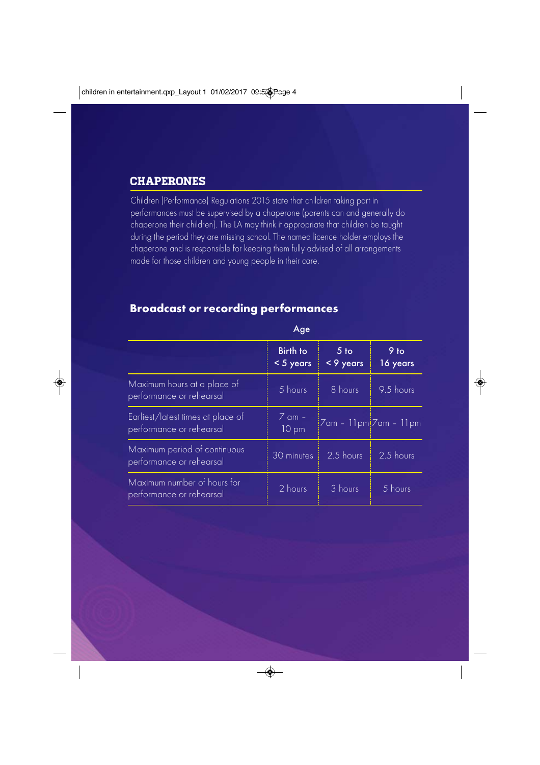## CHAPERONES

Children (Performance) Regulations 2015 state that children taking part in performances must be supervised by a chaperone (parents can and generally do chaperone their children). The LA may think it appropriate that children be taught during the period they are missing school. The named licence holder employs the chaperone and is responsible for keeping them fully advised of all arrangements made for those children and young people in their care.

## Broadcast or recording performances

| | Age | | |
|---|---|---|---|
| | Birth to < 5 years | 5 to < 9 years | 9 to 16 years |
| Maximum hours at a place of performance or rehearsal | 5 hours | 8 hours | 9.5 hours |
| Earliest/latest times at place of performance or rehearsal | 7 am – 10 pm | 7am – 11pm | 7am – 11pm |
| Maximum period of continuous performance or rehearsal | 30 minutes | 2.5 hours | 2.5 hours |
| Maximum number of hours for performance or rehearsal | 2 hours | 3 hours | 5 hours |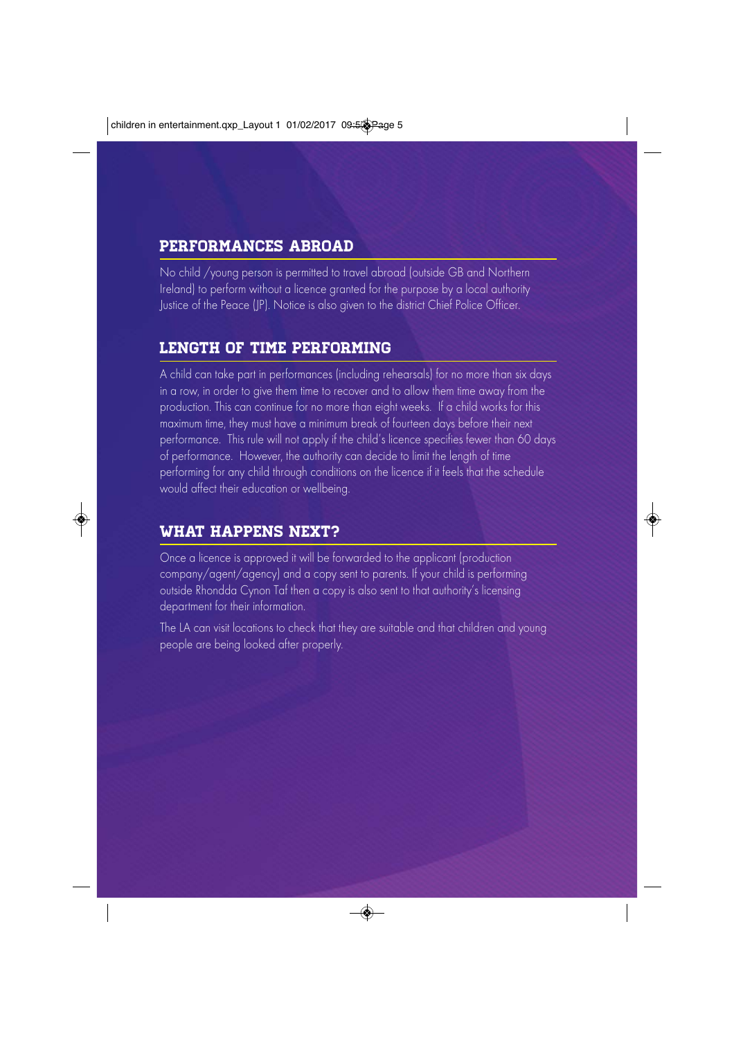## PERFORMANCES ABROAD

No child /young person is permitted to travel abroad (outside GB and Northern Ireland) to perform without a licence granted for the purpose by a local authority Justice of the Peace (JP). Notice is also given to the district Chief Police Officer.

## LENGTH OF TIME PERFORMING

A child can take part in performances (including rehearsals) for no more than six days in a row, in order to give them time to recover and to allow them time away from the production. This can continue for no more than eight weeks. If a child works for this maximum time, they must have a minimum break of fourteen days before their next performance. This rule will not apply if the child's licence specifies fewer than 60 days of performance. However, the authority can decide to limit the length of time performing for any child through conditions on the licence if it feels that the schedule would affect their education or wellbeing.

## WHAT HAPPENS NEXT?

Once a licence is approved it will be forwarded to the applicant (production company/agent/agency) and a copy sent to parents. If your child is performing outside Rhondda Cynon Taf then a copy is also sent to that authority's licensing department for their information.

The LA can visit locations to check that they are suitable and that children and young people are being looked after properly.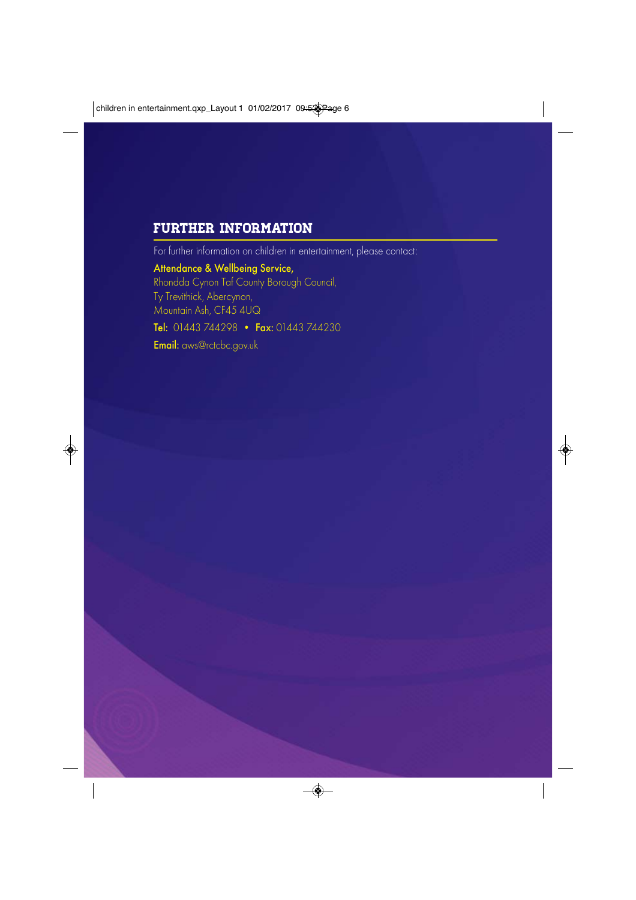## FURTHER INFORMATION

For further information on children in entertainment, please contact:

**Attendance & Wellbeing Service,**
Rhondda Cynon Taf County Borough Council,
Ty Trevithick, Abercynon,
Mountain Ash, CF45 4UQ

**Tel:** 01443 744298 • **Fax:** 01443 744230

**Email:** aws@rctcbc.gov.uk